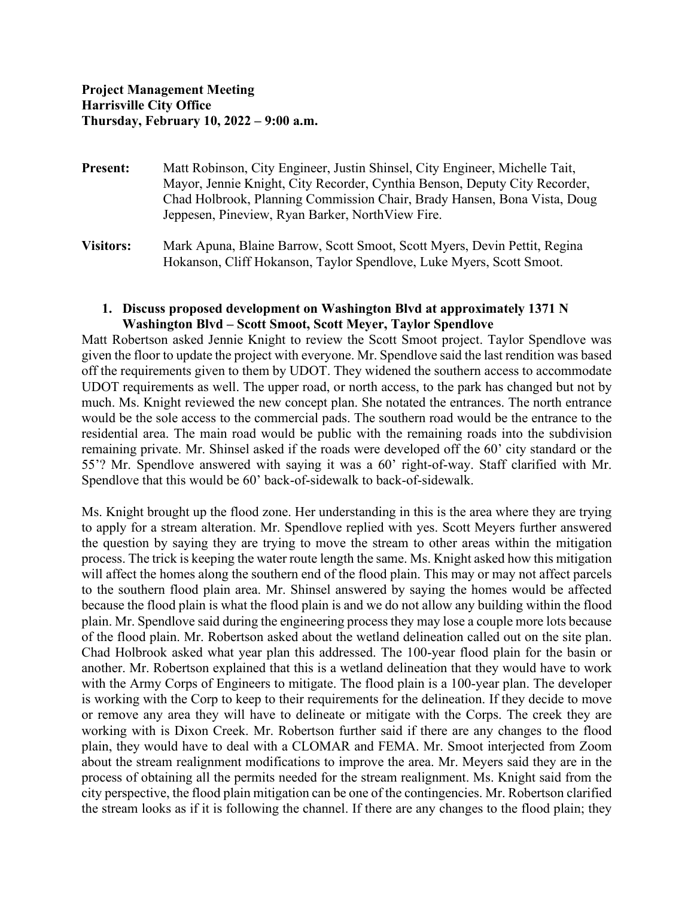**Project Management Meeting**
**Harrisville City Office**
**Thursday, February 10, 2022 – 9:00 a.m.**

**Present:** Matt Robinson, City Engineer, Justin Shinsel, City Engineer, Michelle Tait, Mayor, Jennie Knight, City Recorder, Cynthia Benson, Deputy City Recorder, Chad Holbrook, Planning Commission Chair, Brady Hansen, Bona Vista, Doug Jeppesen, Pineview, Ryan Barker, NorthView Fire.

**Visitors:** Mark Apuna, Blaine Barrow, Scott Smoot, Scott Myers, Devin Pettit, Regina Hokanson, Cliff Hokanson, Taylor Spendlove, Luke Myers, Scott Smoot.

1. **Discuss proposed development on Washington Blvd at approximately 1371 N Washington Blvd – Scott Smoot, Scott Meyer, Taylor Spendlove**

Matt Robertson asked Jennie Knight to review the Scott Smoot project. Taylor Spendlove was given the floor to update the project with everyone. Mr. Spendlove said the last rendition was based off the requirements given to them by UDOT. They widened the southern access to accommodate UDOT requirements as well. The upper road, or north access, to the park has changed but not by much. Ms. Knight reviewed the new concept plan. She notated the entrances. The north entrance would be the sole access to the commercial pads. The southern road would be the entrance to the residential area. The main road would be public with the remaining roads into the subdivision remaining private. Mr. Shinsel asked if the roads were developed off the 60' city standard or the 55'? Mr. Spendlove answered with saying it was a 60' right-of-way. Staff clarified with Mr. Spendlove that this would be 60' back-of-sidewalk to back-of-sidewalk.

Ms. Knight brought up the flood zone. Her understanding in this is the area where they are trying to apply for a stream alteration. Mr. Spendlove replied with yes. Scott Meyers further answered the question by saying they are trying to move the stream to other areas within the mitigation process. The trick is keeping the water route length the same. Ms. Knight asked how this mitigation will affect the homes along the southern end of the flood plain. This may or may not affect parcels to the southern flood plain area. Mr. Shinsel answered by saying the homes would be affected because the flood plain is what the flood plain is and we do not allow any building within the flood plain. Mr. Spendlove said during the engineering process they may lose a couple more lots because of the flood plain. Mr. Robertson asked about the wetland delineation called out on the site plan. Chad Holbrook asked what year plan this addressed. The 100-year flood plain for the basin or another. Mr. Robertson explained that this is a wetland delineation that they would have to work with the Army Corps of Engineers to mitigate. The flood plain is a 100-year plan. The developer is working with the Corp to keep to their requirements for the delineation. If they decide to move or remove any area they will have to delineate or mitigate with the Corps. The creek they are working with is Dixon Creek. Mr. Robertson further said if there are any changes to the flood plain, they would have to deal with a CLOMAR and FEMA. Mr. Smoot interjected from Zoom about the stream realignment modifications to improve the area. Mr. Meyers said they are in the process of obtaining all the permits needed for the stream realignment. Ms. Knight said from the city perspective, the flood plain mitigation can be one of the contingencies. Mr. Robertson clarified the stream looks as if it is following the channel. If there are any changes to the flood plain; they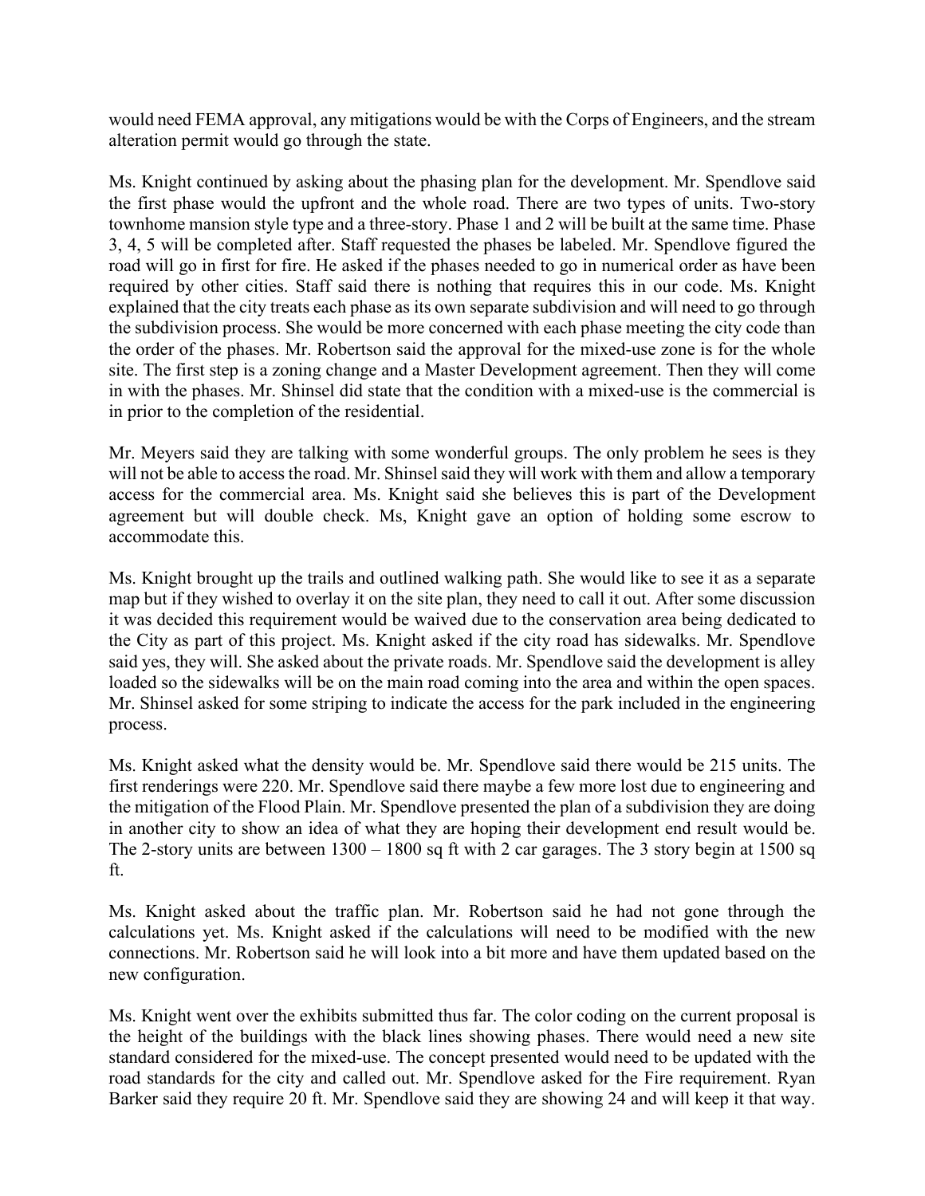would need FEMA approval, any mitigations would be with the Corps of Engineers, and the stream alteration permit would go through the state.

Ms. Knight continued by asking about the phasing plan for the development. Mr. Spendlove said the first phase would the upfront and the whole road. There are two types of units. Two-story townhome mansion style type and a three-story. Phase 1 and 2 will be built at the same time. Phase 3, 4, 5 will be completed after. Staff requested the phases be labeled. Mr. Spendlove figured the road will go in first for fire. He asked if the phases needed to go in numerical order as have been required by other cities. Staff said there is nothing that requires this in our code. Ms. Knight explained that the city treats each phase as its own separate subdivision and will need to go through the subdivision process. She would be more concerned with each phase meeting the city code than the order of the phases. Mr. Robertson said the approval for the mixed-use zone is for the whole site. The first step is a zoning change and a Master Development agreement. Then they will come in with the phases. Mr. Shinsel did state that the condition with a mixed-use is the commercial is in prior to the completion of the residential.

Mr. Meyers said they are talking with some wonderful groups. The only problem he sees is they will not be able to access the road. Mr. Shinsel said they will work with them and allow a temporary access for the commercial area. Ms. Knight said she believes this is part of the Development agreement but will double check. Ms, Knight gave an option of holding some escrow to accommodate this.

Ms. Knight brought up the trails and outlined walking path. She would like to see it as a separate map but if they wished to overlay it on the site plan, they need to call it out. After some discussion it was decided this requirement would be waived due to the conservation area being dedicated to the City as part of this project. Ms. Knight asked if the city road has sidewalks. Mr. Spendlove said yes, they will. She asked about the private roads. Mr. Spendlove said the development is alley loaded so the sidewalks will be on the main road coming into the area and within the open spaces. Mr. Shinsel asked for some striping to indicate the access for the park included in the engineering process.

Ms. Knight asked what the density would be. Mr. Spendlove said there would be 215 units. The first renderings were 220. Mr. Spendlove said there maybe a few more lost due to engineering and the mitigation of the Flood Plain. Mr. Spendlove presented the plan of a subdivision they are doing in another city to show an idea of what they are hoping their development end result would be. The 2-story units are between 1300 – 1800 sq ft with 2 car garages. The 3 story begin at 1500 sq ft.

Ms. Knight asked about the traffic plan. Mr. Robertson said he had not gone through the calculations yet. Ms. Knight asked if the calculations will need to be modified with the new connections. Mr. Robertson said he will look into a bit more and have them updated based on the new configuration.

Ms. Knight went over the exhibits submitted thus far. The color coding on the current proposal is the height of the buildings with the black lines showing phases. There would need a new site standard considered for the mixed-use. The concept presented would need to be updated with the road standards for the city and called out. Mr. Spendlove asked for the Fire requirement. Ryan Barker said they require 20 ft. Mr. Spendlove said they are showing 24 and will keep it that way.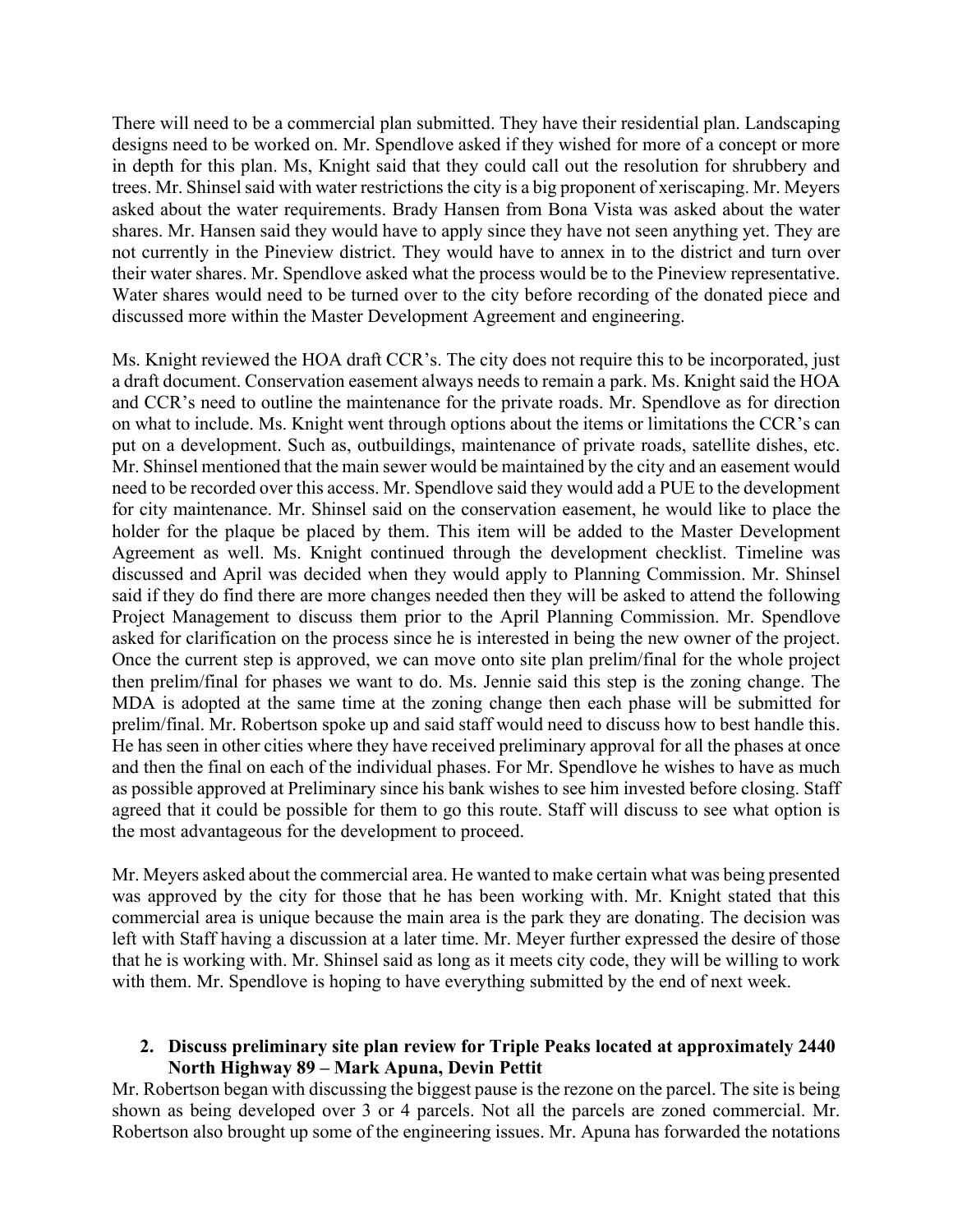There will need to be a commercial plan submitted. They have their residential plan. Landscaping designs need to be worked on. Mr. Spendlove asked if they wished for more of a concept or more in depth for this plan. Ms, Knight said that they could call out the resolution for shrubbery and trees. Mr. Shinsel said with water restrictions the city is a big proponent of xeriscaping. Mr. Meyers asked about the water requirements. Brady Hansen from Bona Vista was asked about the water shares. Mr. Hansen said they would have to apply since they have not seen anything yet. They are not currently in the Pineview district. They would have to annex in to the district and turn over their water shares. Mr. Spendlove asked what the process would be to the Pineview representative. Water shares would need to be turned over to the city before recording of the donated piece and discussed more within the Master Development Agreement and engineering.

Ms. Knight reviewed the HOA draft CCR's. The city does not require this to be incorporated, just a draft document. Conservation easement always needs to remain a park. Ms. Knight said the HOA and CCR's need to outline the maintenance for the private roads. Mr. Spendlove as for direction on what to include. Ms. Knight went through options about the items or limitations the CCR's can put on a development. Such as, outbuildings, maintenance of private roads, satellite dishes, etc. Mr. Shinsel mentioned that the main sewer would be maintained by the city and an easement would need to be recorded over this access. Mr. Spendlove said they would add a PUE to the development for city maintenance. Mr. Shinsel said on the conservation easement, he would like to place the holder for the plaque be placed by them. This item will be added to the Master Development Agreement as well. Ms. Knight continued through the development checklist. Timeline was discussed and April was decided when they would apply to Planning Commission. Mr. Shinsel said if they do find there are more changes needed then they will be asked to attend the following Project Management to discuss them prior to the April Planning Commission. Mr. Spendlove asked for clarification on the process since he is interested in being the new owner of the project. Once the current step is approved, we can move onto site plan prelim/final for the whole project then prelim/final for phases we want to do. Ms. Jennie said this step is the zoning change. The MDA is adopted at the same time at the zoning change then each phase will be submitted for prelim/final. Mr. Robertson spoke up and said staff would need to discuss how to best handle this. He has seen in other cities where they have received preliminary approval for all the phases at once and then the final on each of the individual phases. For Mr. Spendlove he wishes to have as much as possible approved at Preliminary since his bank wishes to see him invested before closing. Staff agreed that it could be possible for them to go this route. Staff will discuss to see what option is the most advantageous for the development to proceed.

Mr. Meyers asked about the commercial area. He wanted to make certain what was being presented was approved by the city for those that he has been working with. Mr. Knight stated that this commercial area is unique because the main area is the park they are donating. The decision was left with Staff having a discussion at a later time. Mr. Meyer further expressed the desire of those that he is working with. Mr. Shinsel said as long as it meets city code, they will be willing to work with them. Mr. Spendlove is hoping to have everything submitted by the end of next week.

2. **Discuss preliminary site plan review for Triple Peaks located at approximately 2440 North Highway 89 – Mark Apuna, Devin Pettit**

Mr. Robertson began with discussing the biggest pause is the rezone on the parcel. The site is being shown as being developed over 3 or 4 parcels. Not all the parcels are zoned commercial. Mr. Robertson also brought up some of the engineering issues. Mr. Apuna has forwarded the notations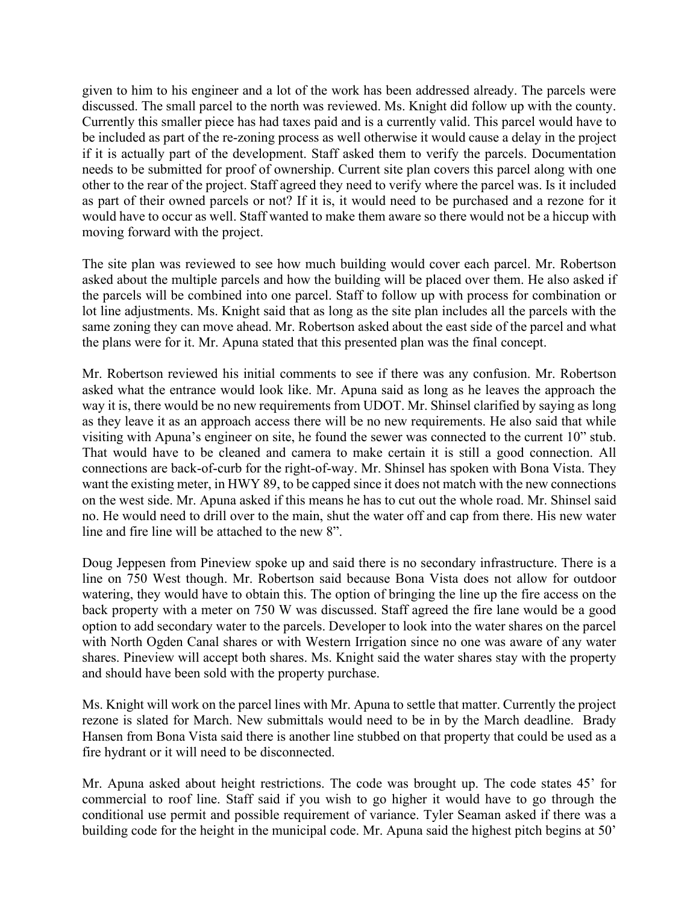given to him to his engineer and a lot of the work has been addressed already. The parcels were discussed. The small parcel to the north was reviewed. Ms. Knight did follow up with the county. Currently this smaller piece has had taxes paid and is a currently valid. This parcel would have to be included as part of the re-zoning process as well otherwise it would cause a delay in the project if it is actually part of the development. Staff asked them to verify the parcels. Documentation needs to be submitted for proof of ownership. Current site plan covers this parcel along with one other to the rear of the project. Staff agreed they need to verify where the parcel was. Is it included as part of their owned parcels or not? If it is, it would need to be purchased and a rezone for it would have to occur as well. Staff wanted to make them aware so there would not be a hiccup with moving forward with the project.

The site plan was reviewed to see how much building would cover each parcel. Mr. Robertson asked about the multiple parcels and how the building will be placed over them. He also asked if the parcels will be combined into one parcel. Staff to follow up with process for combination or lot line adjustments. Ms. Knight said that as long as the site plan includes all the parcels with the same zoning they can move ahead. Mr. Robertson asked about the east side of the parcel and what the plans were for it. Mr. Apuna stated that this presented plan was the final concept.

Mr. Robertson reviewed his initial comments to see if there was any confusion. Mr. Robertson asked what the entrance would look like. Mr. Apuna said as long as he leaves the approach the way it is, there would be no new requirements from UDOT. Mr. Shinsel clarified by saying as long as they leave it as an approach access there will be no new requirements. He also said that while visiting with Apuna's engineer on site, he found the sewer was connected to the current 10" stub. That would have to be cleaned and camera to make certain it is still a good connection. All connections are back-of-curb for the right-of-way. Mr. Shinsel has spoken with Bona Vista. They want the existing meter, in HWY 89, to be capped since it does not match with the new connections on the west side. Mr. Apuna asked if this means he has to cut out the whole road. Mr. Shinsel said no. He would need to drill over to the main, shut the water off and cap from there. His new water line and fire line will be attached to the new 8".

Doug Jeppesen from Pineview spoke up and said there is no secondary infrastructure. There is a line on 750 West though. Mr. Robertson said because Bona Vista does not allow for outdoor watering, they would have to obtain this. The option of bringing the line up the fire access on the back property with a meter on 750 W was discussed. Staff agreed the fire lane would be a good option to add secondary water to the parcels. Developer to look into the water shares on the parcel with North Ogden Canal shares or with Western Irrigation since no one was aware of any water shares. Pineview will accept both shares. Ms. Knight said the water shares stay with the property and should have been sold with the property purchase.

Ms. Knight will work on the parcel lines with Mr. Apuna to settle that matter. Currently the project rezone is slated for March. New submittals would need to be in by the March deadline. Brady Hansen from Bona Vista said there is another line stubbed on that property that could be used as a fire hydrant or it will need to be disconnected.

Mr. Apuna asked about height restrictions. The code was brought up. The code states 45' for commercial to roof line. Staff said if you wish to go higher it would have to go through the conditional use permit and possible requirement of variance. Tyler Seaman asked if there was a building code for the height in the municipal code. Mr. Apuna said the highest pitch begins at 50'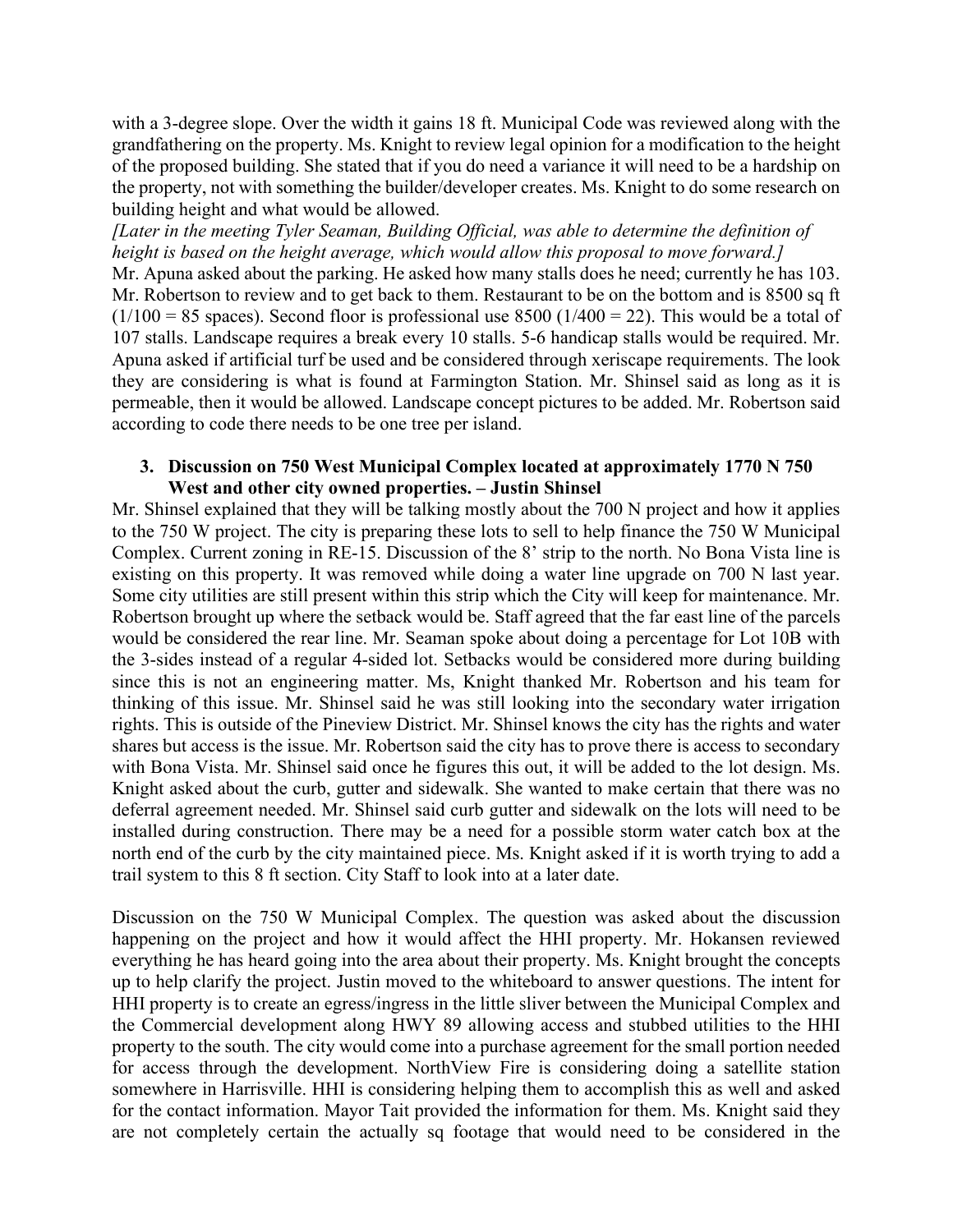with a 3-degree slope. Over the width it gains 18 ft. Municipal Code was reviewed along with the grandfathering on the property. Ms. Knight to review legal opinion for a modification to the height of the proposed building. She stated that if you do need a variance it will need to be a hardship on the property, not with something the builder/developer creates. Ms. Knight to do some research on building height and what would be allowed.

*[Later in the meeting Tyler Seaman, Building Official, was able to determine the definition of height is based on the height average, which would allow this proposal to move forward.]*

Mr. Apuna asked about the parking. He asked how many stalls does he need; currently he has 103. Mr. Robertson to review and to get back to them. Restaurant to be on the bottom and is 8500 sq ft (1/100 = 85 spaces). Second floor is professional use 8500 (1/400 = 22). This would be a total of 107 stalls. Landscape requires a break every 10 stalls. 5-6 handicap stalls would be required. Mr. Apuna asked if artificial turf be used and be considered through xeriscape requirements. The look they are considering is what is found at Farmington Station. Mr. Shinsel said as long as it is permeable, then it would be allowed. Landscape concept pictures to be added. Mr. Robertson said according to code there needs to be one tree per island.

3. **Discussion on 750 West Municipal Complex located at approximately 1770 N 750 West and other city owned properties. – Justin Shinsel**

Mr. Shinsel explained that they will be talking mostly about the 700 N project and how it applies to the 750 W project. The city is preparing these lots to sell to help finance the 750 W Municipal Complex. Current zoning in RE-15. Discussion of the 8' strip to the north. No Bona Vista line is existing on this property. It was removed while doing a water line upgrade on 700 N last year. Some city utilities are still present within this strip which the City will keep for maintenance. Mr. Robertson brought up where the setback would be. Staff agreed that the far east line of the parcels would be considered the rear line. Mr. Seaman spoke about doing a percentage for Lot 10B with the 3-sides instead of a regular 4-sided lot. Setbacks would be considered more during building since this is not an engineering matter. Ms, Knight thanked Mr. Robertson and his team for thinking of this issue. Mr. Shinsel said he was still looking into the secondary water irrigation rights. This is outside of the Pineview District. Mr. Shinsel knows the city has the rights and water shares but access is the issue. Mr. Robertson said the city has to prove there is access to secondary with Bona Vista. Mr. Shinsel said once he figures this out, it will be added to the lot design. Ms. Knight asked about the curb, gutter and sidewalk. She wanted to make certain that there was no deferral agreement needed. Mr. Shinsel said curb gutter and sidewalk on the lots will need to be installed during construction. There may be a need for a possible storm water catch box at the north end of the curb by the city maintained piece. Ms. Knight asked if it is worth trying to add a trail system to this 8 ft section. City Staff to look into at a later date.

Discussion on the 750 W Municipal Complex. The question was asked about the discussion happening on the project and how it would affect the HHI property. Mr. Hokansen reviewed everything he has heard going into the area about their property. Ms. Knight brought the concepts up to help clarify the project. Justin moved to the whiteboard to answer questions. The intent for HHI property is to create an egress/ingress in the little sliver between the Municipal Complex and the Commercial development along HWY 89 allowing access and stubbed utilities to the HHI property to the south. The city would come into a purchase agreement for the small portion needed for access through the development. NorthView Fire is considering doing a satellite station somewhere in Harrisville. HHI is considering helping them to accomplish this as well and asked for the contact information. Mayor Tait provided the information for them. Ms. Knight said they are not completely certain the actually sq footage that would need to be considered in the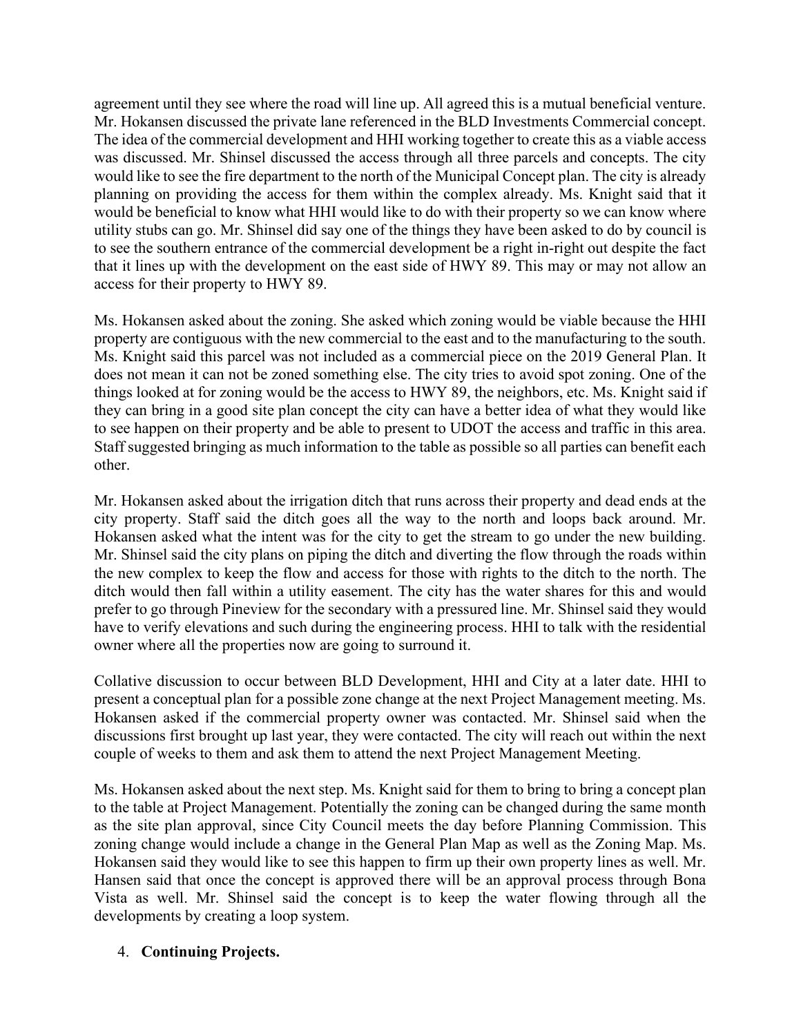agreement until they see where the road will line up. All agreed this is a mutual beneficial venture. Mr. Hokansen discussed the private lane referenced in the BLD Investments Commercial concept. The idea of the commercial development and HHI working together to create this as a viable access was discussed. Mr. Shinsel discussed the access through all three parcels and concepts. The city would like to see the fire department to the north of the Municipal Concept plan. The city is already planning on providing the access for them within the complex already. Ms. Knight said that it would be beneficial to know what HHI would like to do with their property so we can know where utility stubs can go. Mr. Shinsel did say one of the things they have been asked to do by council is to see the southern entrance of the commercial development be a right in-right out despite the fact that it lines up with the development on the east side of HWY 89. This may or may not allow an access for their property to HWY 89.

Ms. Hokansen asked about the zoning. She asked which zoning would be viable because the HHI property are contiguous with the new commercial to the east and to the manufacturing to the south. Ms. Knight said this parcel was not included as a commercial piece on the 2019 General Plan. It does not mean it can not be zoned something else. The city tries to avoid spot zoning. One of the things looked at for zoning would be the access to HWY 89, the neighbors, etc. Ms. Knight said if they can bring in a good site plan concept the city can have a better idea of what they would like to see happen on their property and be able to present to UDOT the access and traffic in this area. Staff suggested bringing as much information to the table as possible so all parties can benefit each other.

Mr. Hokansen asked about the irrigation ditch that runs across their property and dead ends at the city property. Staff said the ditch goes all the way to the north and loops back around. Mr. Hokansen asked what the intent was for the city to get the stream to go under the new building. Mr. Shinsel said the city plans on piping the ditch and diverting the flow through the roads within the new complex to keep the flow and access for those with rights to the ditch to the north. The ditch would then fall within a utility easement. The city has the water shares for this and would prefer to go through Pineview for the secondary with a pressured line. Mr. Shinsel said they would have to verify elevations and such during the engineering process. HHI to talk with the residential owner where all the properties now are going to surround it.

Collative discussion to occur between BLD Development, HHI and City at a later date. HHI to present a conceptual plan for a possible zone change at the next Project Management meeting. Ms. Hokansen asked if the commercial property owner was contacted. Mr. Shinsel said when the discussions first brought up last year, they were contacted. The city will reach out within the next couple of weeks to them and ask them to attend the next Project Management Meeting.

Ms. Hokansen asked about the next step. Ms. Knight said for them to bring to bring a concept plan to the table at Project Management. Potentially the zoning can be changed during the same month as the site plan approval, since City Council meets the day before Planning Commission. This zoning change would include a change in the General Plan Map as well as the Zoning Map. Ms. Hokansen said they would like to see this happen to firm up their own property lines as well. Mr. Hansen said that once the concept is approved there will be an approval process through Bona Vista as well. Mr. Shinsel said the concept is to keep the water flowing through all the developments by creating a loop system.

4. **Continuing Projects.**